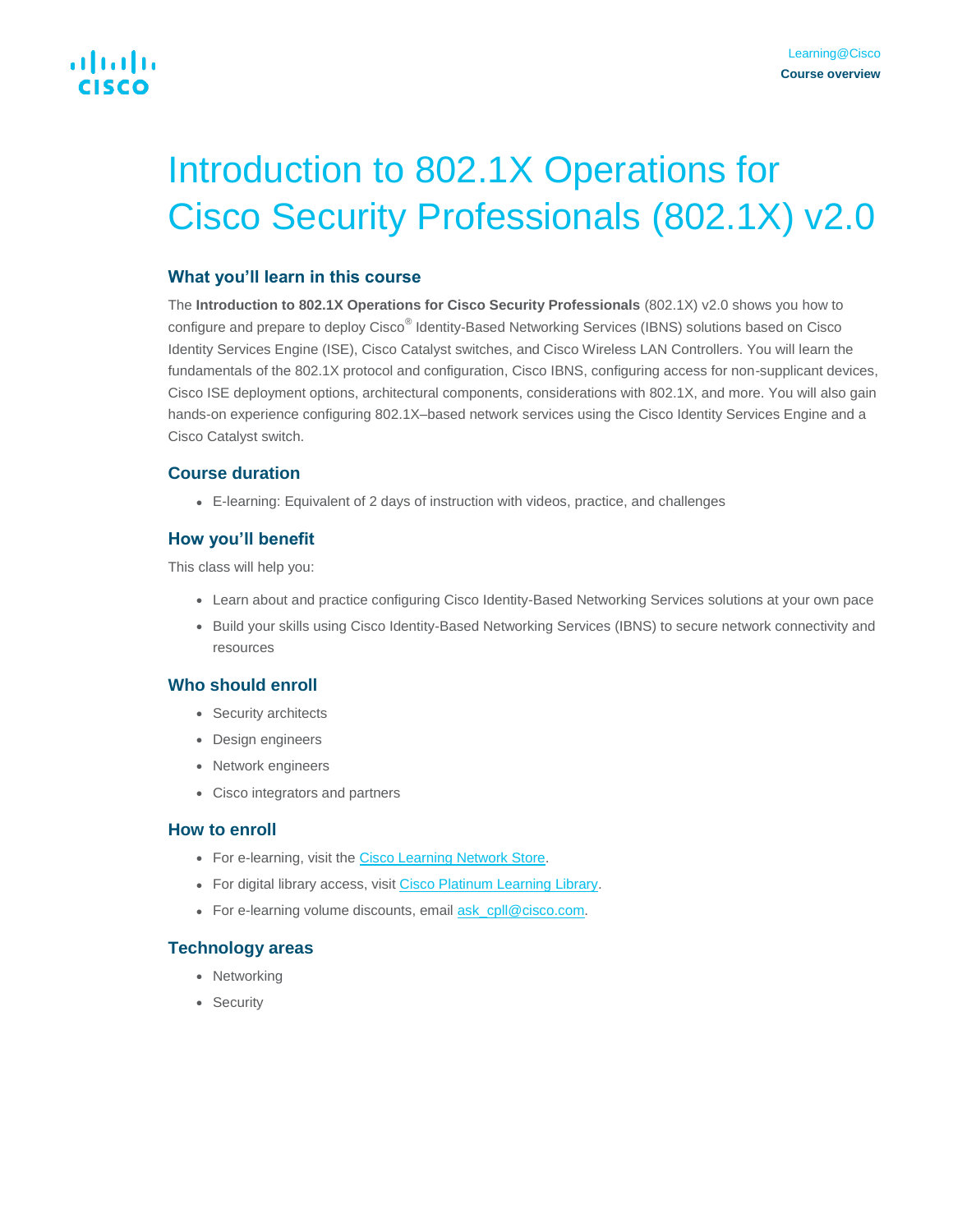Learning@Cisco

**Course overview**

# Introduction to 802.1X Operations for Cisco Security Professionals (802.1X) v2.0

## What you'll learn in this course

The **Introduction to 802.1X Operations for Cisco Security Professionals** (802.1X) v2.0 shows you how to configure and prepare to deploy Cisco® Identity-Based Networking Services (IBNS) solutions based on Cisco Identity Services Engine (ISE), Cisco Catalyst switches, and Cisco Wireless LAN Controllers. You will learn the fundamentals of the 802.1X protocol and configuration, Cisco IBNS, configuring access for non-supplicant devices, Cisco ISE deployment options, architectural components, considerations with 802.1X, and more. You will also gain hands-on experience configuring 802.1X–based network services using the Cisco Identity Services Engine and a Cisco Catalyst switch.

## Course duration

- E-learning: Equivalent of 2 days of instruction with videos, practice, and challenges

## How you'll benefit

This class will help you:

- Learn about and practice configuring Cisco Identity-Based Networking Services solutions at your own pace
- Build your skills using Cisco Identity-Based Networking Services (IBNS) to secure network connectivity and resources

## Who should enroll

- Security architects
- Design engineers
- Network engineers
- Cisco integrators and partners

## How to enroll

- For e-learning, visit the Cisco Learning Network Store.
- For digital library access, visit Cisco Platinum Learning Library.
- For e-learning volume discounts, email ask_cpll@cisco.com.

## Technology areas

- Networking
- Security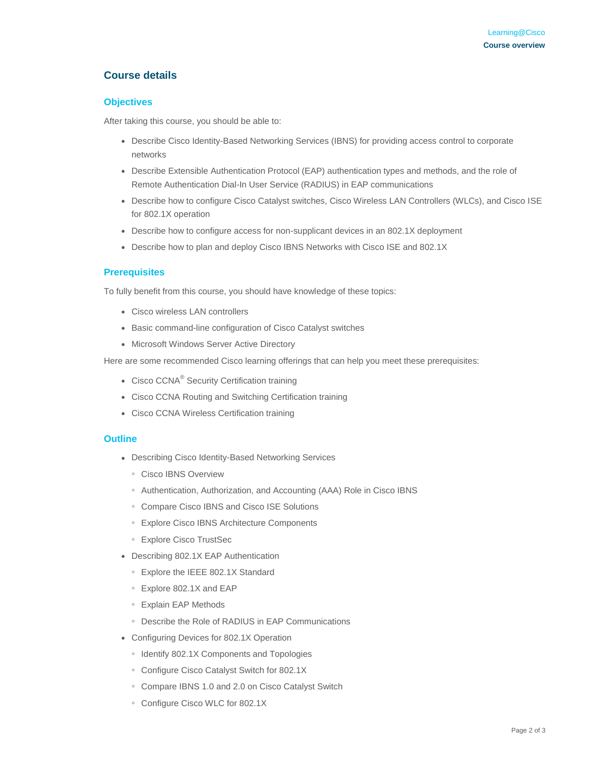## Course details

### Objectives

After taking this course, you should be able to:

- Describe Cisco Identity-Based Networking Services (IBNS) for providing access control to corporate networks
- Describe Extensible Authentication Protocol (EAP) authentication types and methods, and the role of Remote Authentication Dial-In User Service (RADIUS) in EAP communications
- Describe how to configure Cisco Catalyst switches, Cisco Wireless LAN Controllers (WLCs), and Cisco ISE for 802.1X operation
- Describe how to configure access for non-supplicant devices in an 802.1X deployment
- Describe how to plan and deploy Cisco IBNS Networks with Cisco ISE and 802.1X

### Prerequisites

To fully benefit from this course, you should have knowledge of these topics:

- Cisco wireless LAN controllers
- Basic command-line configuration of Cisco Catalyst switches
- Microsoft Windows Server Active Directory

Here are some recommended Cisco learning offerings that can help you meet these prerequisites:

- Cisco CCNA® Security Certification training
- Cisco CCNA Routing and Switching Certification training
- Cisco CCNA Wireless Certification training

### Outline

- Describing Cisco Identity-Based Networking Services
  - Cisco IBNS Overview
  - Authentication, Authorization, and Accounting (AAA) Role in Cisco IBNS
  - Compare Cisco IBNS and Cisco ISE Solutions
  - Explore Cisco IBNS Architecture Components
  - Explore Cisco TrustSec
- Describing 802.1X EAP Authentication
  - Explore the IEEE 802.1X Standard
  - Explore 802.1X and EAP
  - Explain EAP Methods
  - Describe the Role of RADIUS in EAP Communications
- Configuring Devices for 802.1X Operation
  - Identify 802.1X Components and Topologies
  - Configure Cisco Catalyst Switch for 802.1X
  - Compare IBNS 1.0 and 2.0 on Cisco Catalyst Switch
  - Configure Cisco WLC for 802.1X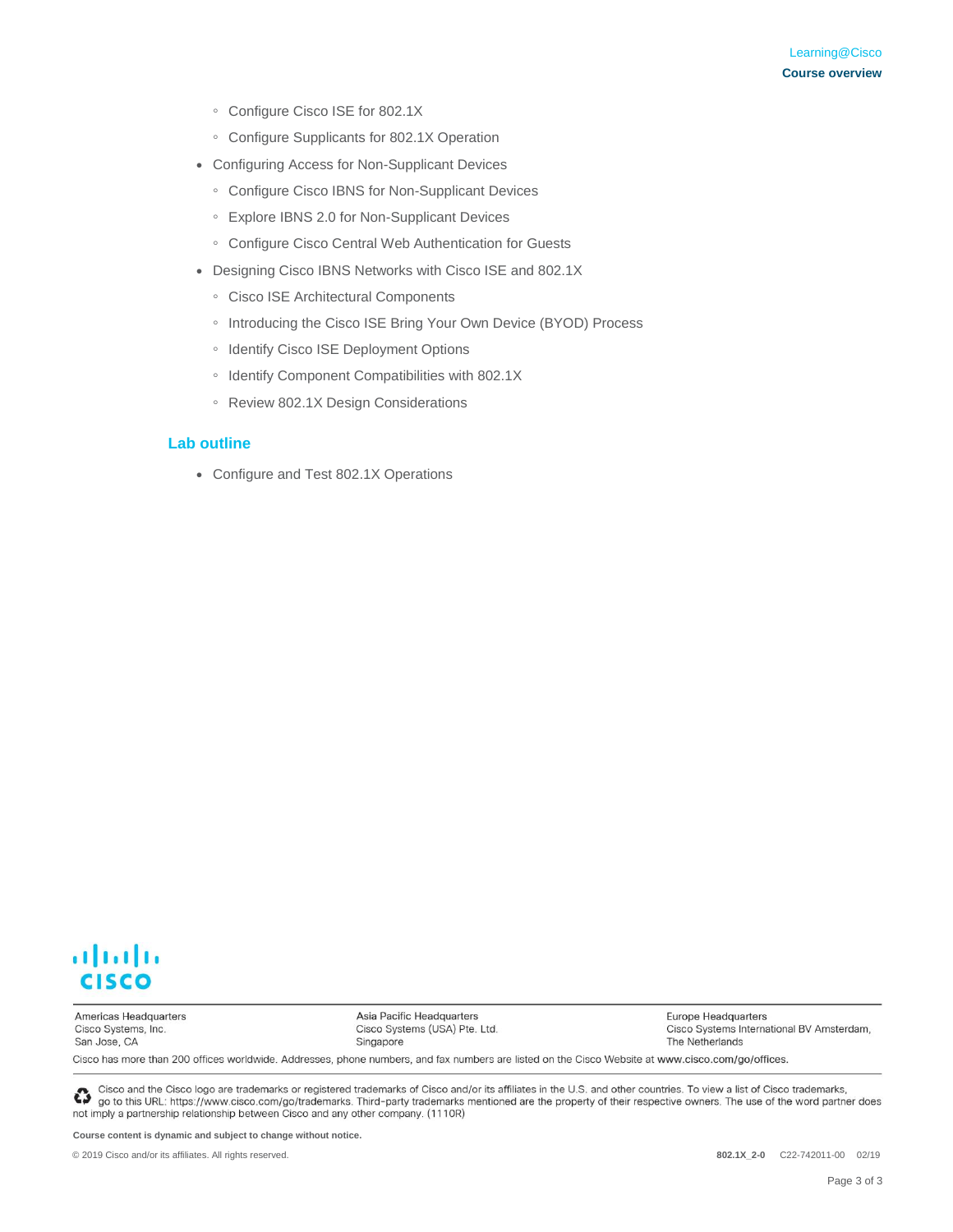- Configure Cisco ISE for 802.1X
    - Configure Supplicants for 802.1X Operation
- Configuring Access for Non-Supplicant Devices
    - Configure Cisco IBNS for Non-Supplicant Devices
    - Explore IBNS 2.0 for Non-Supplicant Devices
    - Configure Cisco Central Web Authentication for Guests
- Designing Cisco IBNS Networks with Cisco ISE and 802.1X
    - Cisco ISE Architectural Components
    - Introducing the Cisco ISE Bring Your Own Device (BYOD) Process
    - Identify Cisco ISE Deployment Options
    - Identify Component Compatibilities with 802.1X
    - Review 802.1X Design Considerations

## Lab outline

- Configure and Test 802.1X Operations

Americas Headquarters
Cisco Systems, Inc.
San Jose, CA

Asia Pacific Headquarters
Cisco Systems (USA) Pte. Ltd.
Singapore

Europe Headquarters
Cisco Systems International BV Amsterdam,
The Netherlands

Cisco has more than 200 offices worldwide. Addresses, phone numbers, and fax numbers are listed on the Cisco Website at www.cisco.com/go/offices.

Cisco and the Cisco logo are trademarks or registered trademarks of Cisco and/or its affiliates in the U.S. and other countries. To view a list of Cisco trademarks, go to this URL: https://www.cisco.com/go/trademarks. Third-party trademarks mentioned are the property of their respective owners. The use of the word partner does not imply a partnership relationship between Cisco and any other company. (1110R)

**Course content is dynamic and subject to change without notice.**

© 2019 Cisco and/or its affiliates. All rights reserved.

**802.1X_2-0** C22-742011-00 02/19